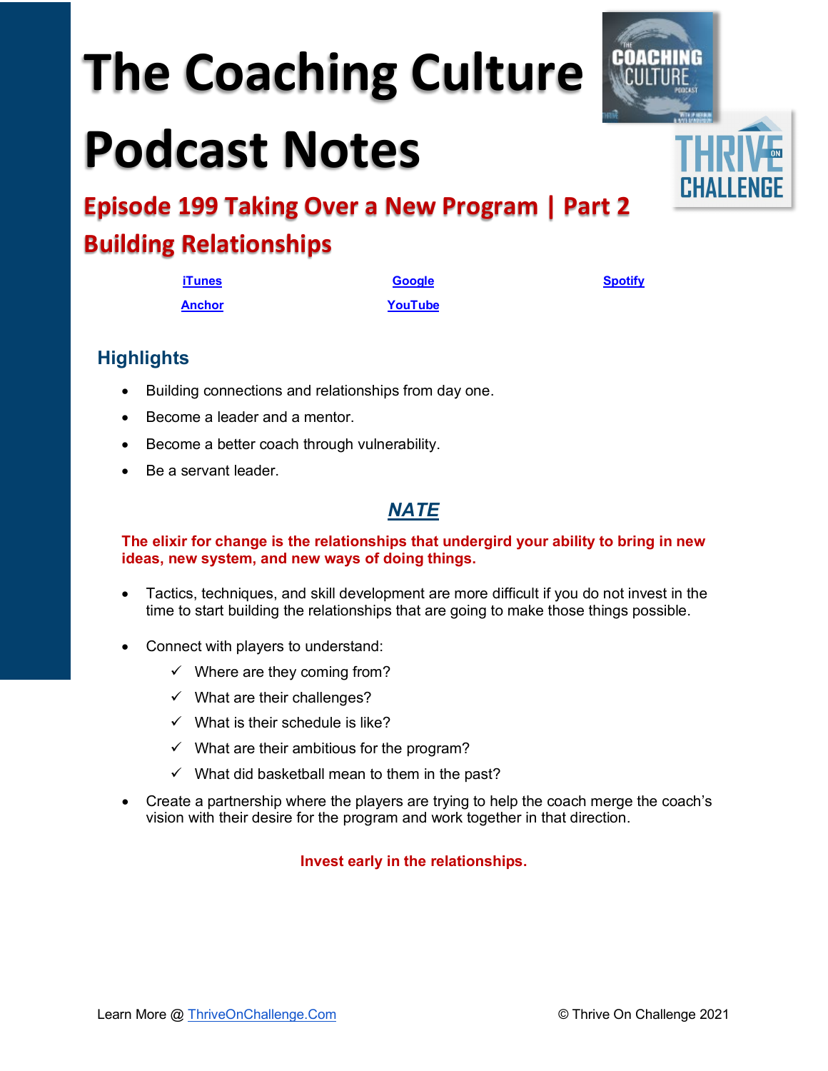# The Coaching Culture Podcast Notes

## Episode 199 Taking Over a New Program | Part 2 Building Relationships

| iTunes | Google | Spotify |
|---|---|---|
| Anchor | YouTube | |

### Highlights

- Building connections and relationships from day one.
- Become a leader and a mentor.
- Become a better coach through vulnerability.
- Be a servant leader.

## *NATE*

**The elixir for change is the relationships that undergird your ability to bring in new ideas, new system, and new ways of doing things.**

- Tactics, techniques, and skill development are more difficult if you do not invest in the time to start building the relationships that are going to make those things possible.
- Connect with players to understand:
  - ✓ Where are they coming from?
  - ✓ What are their challenges?
  - ✓ What is their schedule is like?
  - ✓ What are their ambitious for the program?
  - ✓ What did basketball mean to them in the past?
- Create a partnership where the players are trying to help the coach merge the coach's vision with their desire for the program and work together in that direction.

**Invest early in the relationships.**

Learn More @ ThriveOnChallenge.Com

© Thrive On Challenge 2021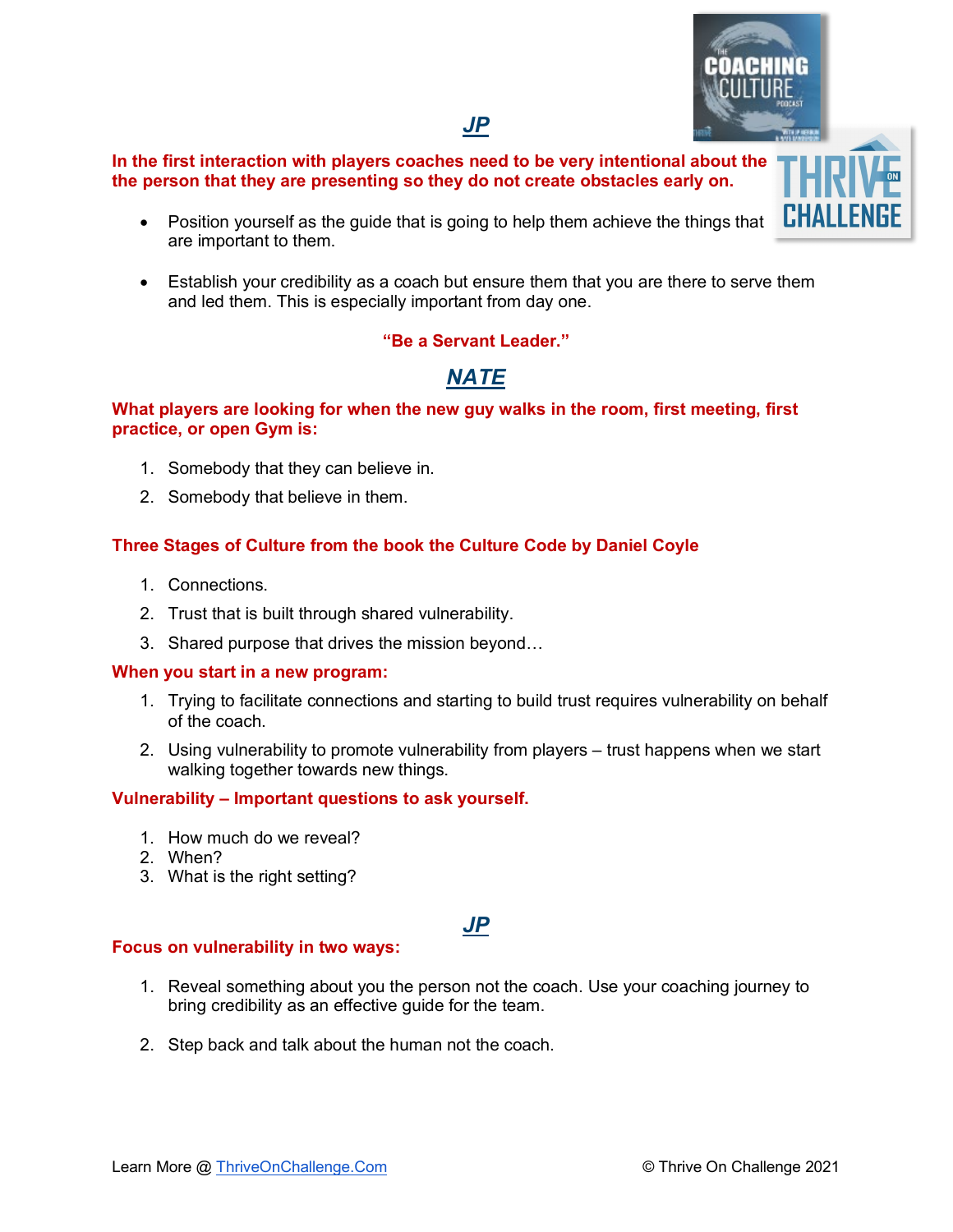## *JP*

**In the first interaction with players coaches need to be very intentional about the the person that they are presenting so they do not create obstacles early on.**

- Position yourself as the guide that is going to help them achieve the things that are important to them.
- Establish your credibility as a coach but ensure them that you are there to serve them and led them. This is especially important from day one.

**"Be a Servant Leader."**

## *NATE*

**What players are looking for when the new guy walks in the room, first meeting, first practice, or open Gym is:**

1. Somebody that they can believe in.
2. Somebody that believe in them.

**Three Stages of Culture from the book the Culture Code by Daniel Coyle**

1. Connections.
2. Trust that is built through shared vulnerability.
3. Shared purpose that drives the mission beyond…

**When you start in a new program:**

1. Trying to facilitate connections and starting to build trust requires vulnerability on behalf of the coach.
2. Using vulnerability to promote vulnerability from players – trust happens when we start walking together towards new things.

**Vulnerability – Important questions to ask yourself.**

1. How much do we reveal?
2. When?
3. What is the right setting?

## *JP*

**Focus on vulnerability in two ways:**

1. Reveal something about you the person not the coach. Use your coaching journey to bring credibility as an effective guide for the team.
2. Step back and talk about the human not the coach.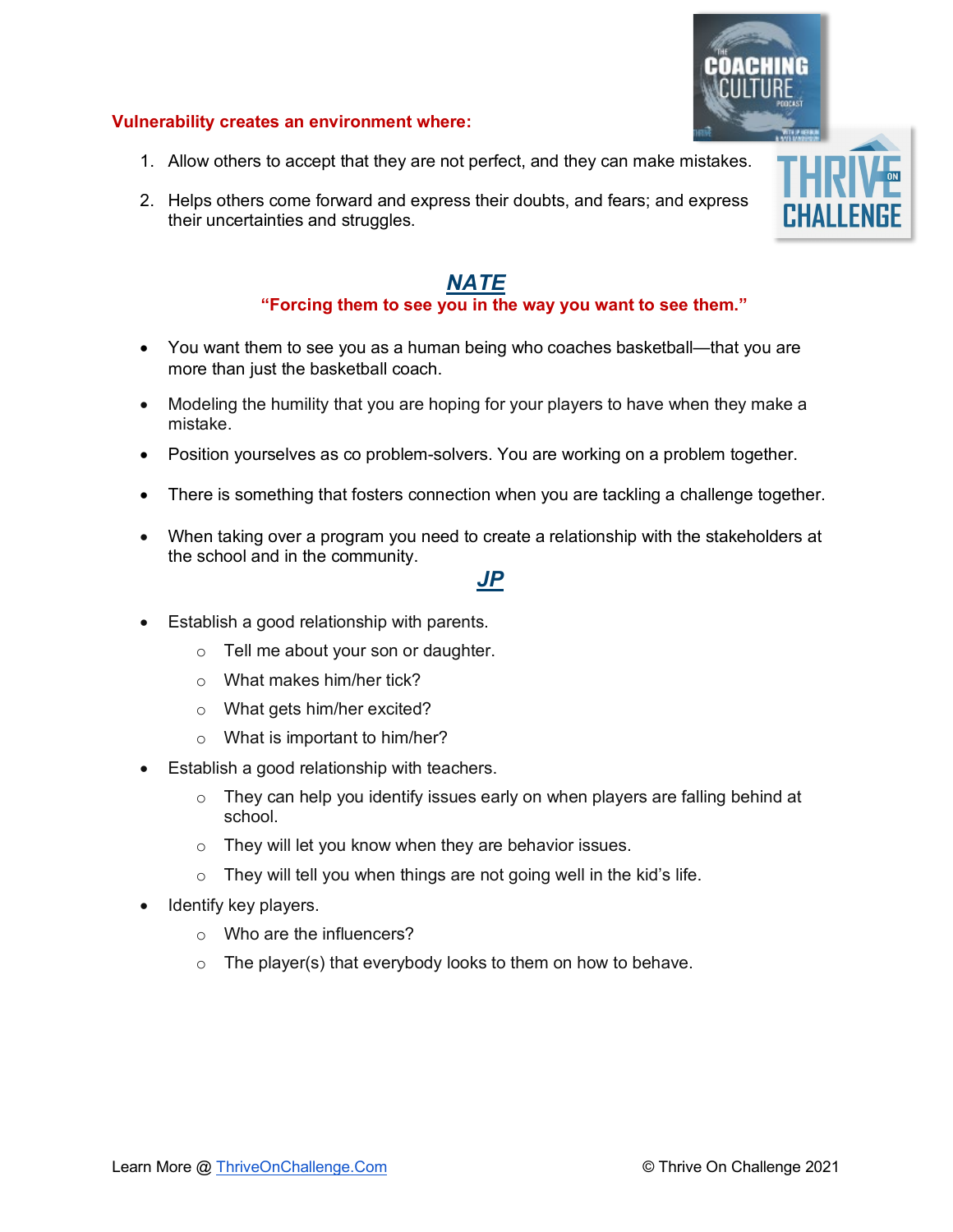**Vulnerability creates an environment where:**

1. Allow others to accept that they are not perfect, and they can make mistakes.
2. Helps others come forward and express their doubts, and fears; and express their uncertainties and struggles.

## ***NATE***

**"Forcing them to see you in the way you want to see them."**

- You want them to see you as a human being who coaches basketball—that you are more than just the basketball coach.
- Modeling the humility that you are hoping for your players to have when they make a mistake.
- Position yourselves as co problem-solvers. You are working on a problem together.
- There is something that fosters connection when you are tackling a challenge together.
- When taking over a program you need to create a relationship with the stakeholders at the school and in the community.

## ***JP***

- Establish a good relationship with parents.
  - Tell me about your son or daughter.
  - What makes him/her tick?
  - What gets him/her excited?
  - What is important to him/her?
- Establish a good relationship with teachers.
  - They can help you identify issues early on when players are falling behind at school.
  - They will let you know when they are behavior issues.
  - They will tell you when things are not going well in the kid's life.
- Identify key players.
  - Who are the influencers?
  - The player(s) that everybody looks to them on how to behave.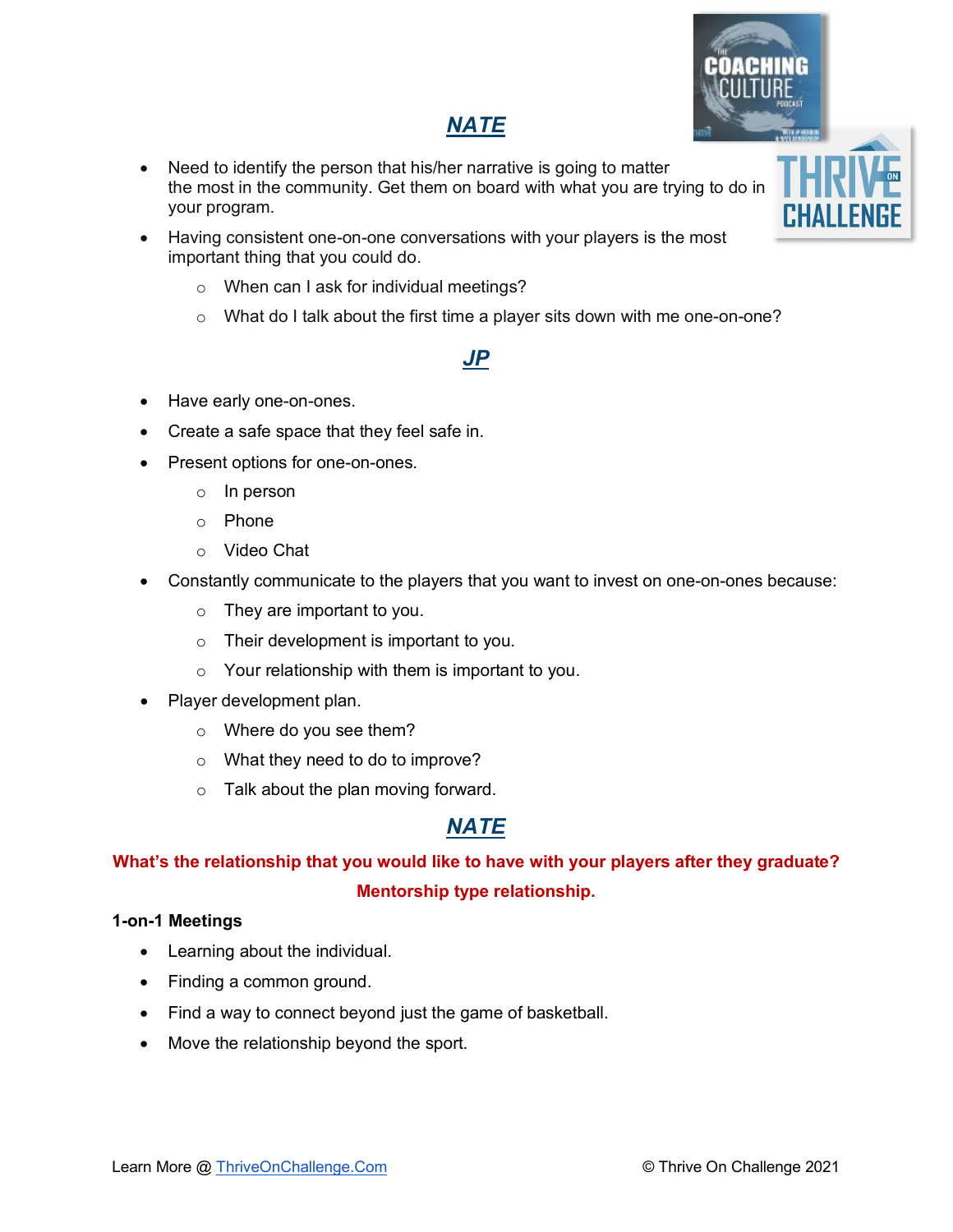## ***NATE***

- Need to identify the person that his/her narrative is going to matter the most in the community. Get them on board with what you are trying to do in your program.
- Having consistent one-on-one conversations with your players is the most important thing that you could do.
    - When can I ask for individual meetings?
    - What do I talk about the first time a player sits down with me one-on-one?

## ***JP***

- Have early one-on-ones.
- Create a safe space that they feel safe in.
- Present options for one-on-ones.
    - In person
    - Phone
    - Video Chat
- Constantly communicate to the players that you want to invest on one-on-ones because:
    - They are important to you.
    - Their development is important to you.
    - Your relationship with them is important to you.
- Player development plan.
    - Where do you see them?
    - What they need to do to improve?
    - Talk about the plan moving forward.

## ***NATE***

**What's the relationship that you would like to have with your players after they graduate?**

**Mentorship type relationship.**

**1-on-1 Meetings**

- Learning about the individual.
- Finding a common ground.
- Find a way to connect beyond just the game of basketball.
- Move the relationship beyond the sport.

Learn More @ ThriveOnChallenge.Com © Thrive On Challenge 2021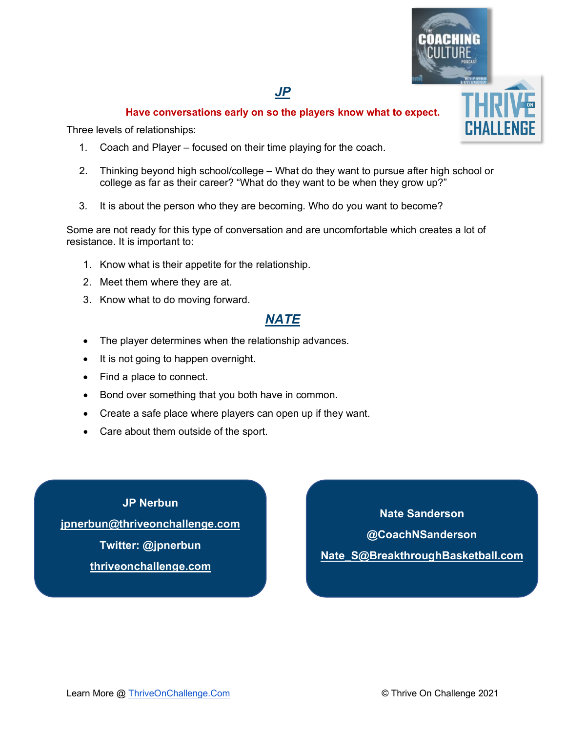## *JP*

**Have conversations early on so the players know what to expect.**

Three levels of relationships:

1. Coach and Player – focused on their time playing for the coach.

2. Thinking beyond high school/college – What do they want to pursue after high school or college as far as their career? "What do they want to be when they grow up?"

3. It is about the person who they are becoming. Who do you want to become?

Some are not ready for this type of conversation and are uncomfortable which creates a lot of resistance. It is important to:

1. Know what is their appetite for the relationship.
2. Meet them where they are at.
3. Know what to do moving forward.

## *NATE*

- The player determines when the relationship advances.
- It is not going to happen overnight.
- Find a place to connect.
- Bond over something that you both have in common.
- Create a safe place where players can open up if they want.
- Care about them outside of the sport.

**JP Nerbun**
**jpnerbun@thriveonchallenge.com**
**Twitter: @jpnerbun**
**thriveonchallenge.com**

**Nate Sanderson**
**@CoachNSanderson**
**Nate_S@BreakthroughBasketball.com**

Learn More @ ThriveOnChallenge.Com

© Thrive On Challenge 2021